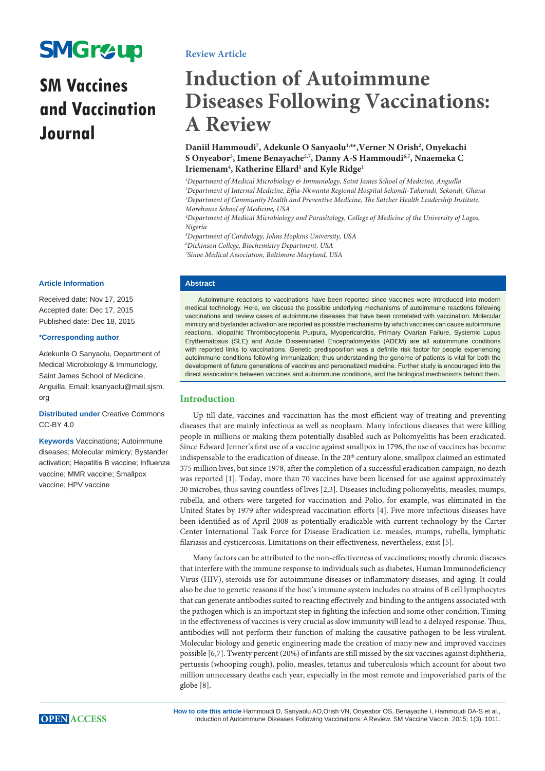SMGroup

# SM Vaccines and Vaccination Journal

Review Article

# Induction of Autoimmune Diseases Following Vaccinations: A Review

**Daniil Hammoudi[7], Adekunle O Sanyaolu[1,4]*, Verner N Orish[2], Onyekachi S Onyeabor[3], Imene Benayache[5,7], Danny A-S Hammoudi[6,7], Nnaemeka C Iriemenam[4], Katherine Ellard[1] and Kyle Ridge[1]**

[1]*Department of Medical Microbiology & Immunology, Saint James School of Medicine, Anguilla*
[2]*Department of Internal Medicine, Effia-Nkwanta Regional Hospital Sekondi-Takoradi, Sekondi, Ghana*
[3]*Department of Community Health and Preventive Medicine, The Satcher Health Leadership Institute, Morehouse School of Medicine, USA*
[4]*Department of Medical Microbiology and Parasitology, College of Medicine of the University of Lagos, Nigeria*
[5]*Department of Cardiology, Johns Hopkins University, USA*
[6]*Dickinson College, Biochemistry Department, USA*
[7]*Sinoe Medical Association, Baltimore Maryland, USA*

**Article Information**

Received date: Nov 17, 2015
Accepted date: Dec 17, 2015
Published date: Dec 18, 2015

**\*Corresponding author**

Adekunle O Sanyaolu, Department of Medical Microbiology & Immunology, Saint James School of Medicine, Anguilla, Email: ksanyaolu@mail.sjsm.org

**Distributed under** Creative Commons CC-BY 4.0

**Keywords** Vaccinations; Autoimmune diseases; Molecular mimicry; Bystander activation; Hepatitis B vaccine; Influenza vaccine; MMR vaccine; Smallpox vaccine; HPV vaccine

## Abstract

Autoimmune reactions to vaccinations have been reported since vaccines were introduced into modern medical technology. Here, we discuss the possible underlying mechanisms of autoimmune reactions following vaccinations and review cases of autoimmune diseases that have been correlated with vaccination. Molecular mimicry and bystander activation are reported as possible mechanisms by which vaccines can cause autoimmune reactions. Idiopathic Thrombocytopenia Purpura, Myopericarditis, Primary Ovarian Failure, Systemic Lupus Erythematosus (SLE) and Acute Disseminated Encephalomyelitis (ADEM) are all autoimmune conditions with reported links to vaccinations. Genetic predisposition was a definite risk factor for people experiencing autoimmune conditions following immunization; thus understanding the genome of patients is vital for both the development of future generations of vaccines and personalized medicine. Further study is encouraged into the direct associations between vaccines and autoimmune conditions, and the biological mechanisms behind them.

## Introduction

Up till date, vaccines and vaccination has the most efficient way of treating and preventing diseases that are mainly infectious as well as neoplasm. Many infectious diseases that were killing people in millions or making them potentially disabled such as Poliomyelitis has been eradicated. Since Edward Jenner's first use of a vaccine against smallpox in 1796, the use of vaccines has become indispensable to the eradication of disease. In the 20th century alone, smallpox claimed an estimated 375 million lives, but since 1978, after the completion of a successful eradication campaign, no death was reported [1]. Today, more than 70 vaccines have been licensed for use against approximately 30 microbes, thus saving countless of lives [2,3]. Diseases including poliomyelitis, measles, mumps, rubella, and others were targeted for vaccination and Polio, for example, was eliminated in the United States by 1979 after widespread vaccination efforts [4]. Five more infectious diseases have been identified as of April 2008 as potentially eradicable with current technology by the Carter Center International Task Force for Disease Eradication i.e. measles, mumps, rubella, lymphatic filariasis and cysticercosis. Limitations on their effectiveness, nevertheless, exist [5].

Many factors can be attributed to the non-effectiveness of vaccinations; mostly chronic diseases that interfere with the immune response to individuals such as diabetes, Human Immunodeficiency Virus (HIV), steroids use for autoimmune diseases or inflammatory diseases, and aging. It could also be due to genetic reasons if the host's immune system includes no strains of B cell lymphocytes that can generate antibodies suited to reacting effectively and binding to the antigens associated with the pathogen which is an important step in fighting the infection and some other condition. Timing in the effectiveness of vaccines is very crucial as slow immunity will lead to a delayed response. Thus, antibodies will not perform their function of making the causative pathogen to be less virulent. Molecular biology and genetic engineering made the creation of many new and improved vaccines possible [6,7]. Twenty percent (20%) of infants are still missed by the six vaccines against diphtheria, pertussis (whooping cough), polio, measles, tetanus and tuberculosis which account for about two million unnecessary deaths each year, especially in the most remote and impoverished parts of the globe [8].

OPEN ACCESS

**How to cite this article** Hammoudi D, Sanyaolu AO,Orish VN, Onyeabor OS, Benayache I, Hammoudi DA-S et al., Induction of Autoimmune Diseases Following Vaccinations: A Review. SM Vaccine Vaccin. 2015; 1(3): 1011.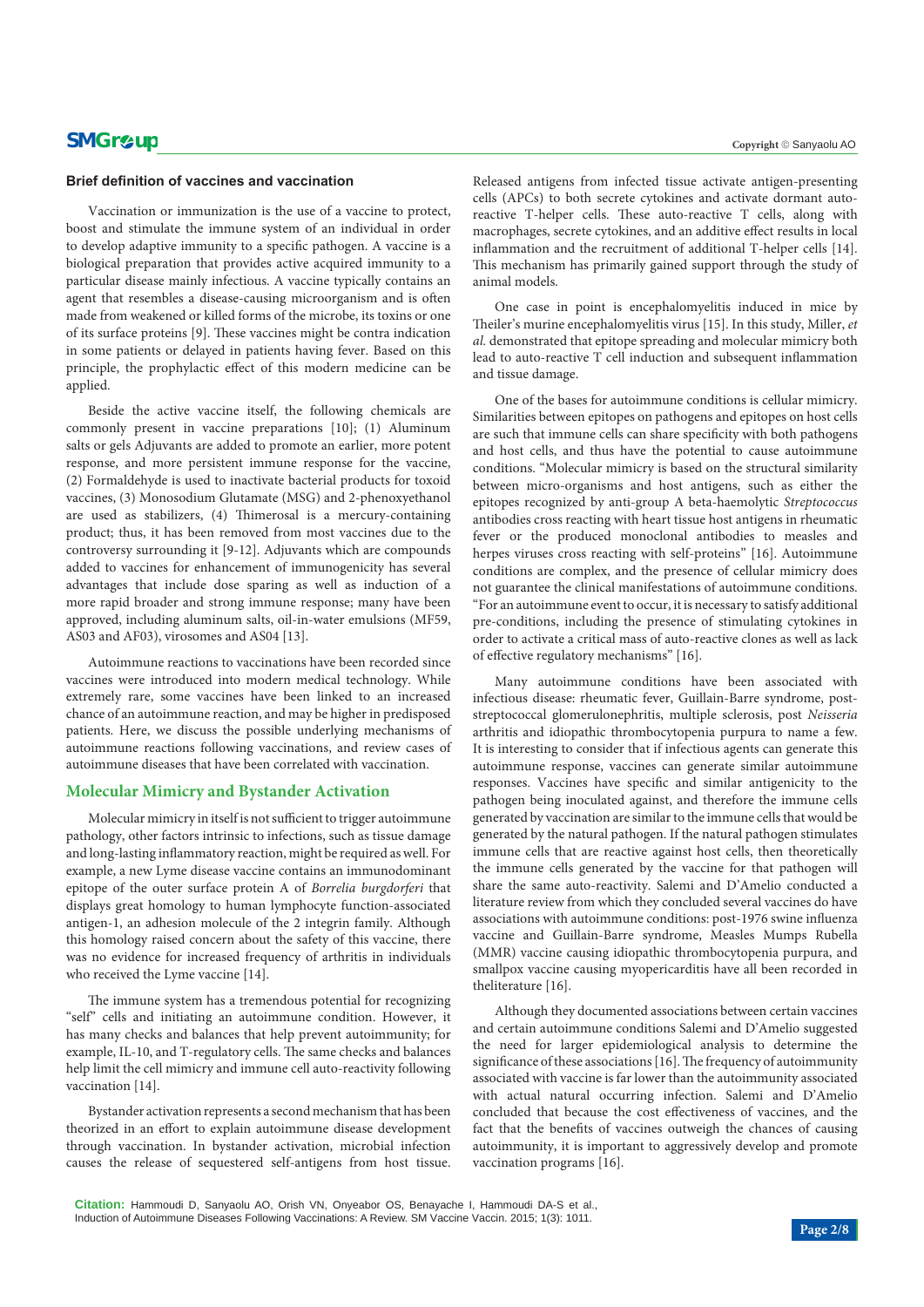**Brief definition of vaccines and vaccination**

Vaccination or immunization is the use of a vaccine to protect, boost and stimulate the immune system of an individual in order to develop adaptive immunity to a specific pathogen. A vaccine is a biological preparation that provides active acquired immunity to a particular disease mainly infectious. A vaccine typically contains an agent that resembles a disease-causing microorganism and is often made from weakened or killed forms of the microbe, its toxins or one of its surface proteins [9]. These vaccines might be contra indication in some patients or delayed in patients having fever. Based on this principle, the prophylactic effect of this modern medicine can be applied.

Beside the active vaccine itself, the following chemicals are commonly present in vaccine preparations [10]; (1) Aluminum salts or gels Adjuvants are added to promote an earlier, more potent response, and more persistent immune response for the vaccine, (2) Formaldehyde is used to inactivate bacterial products for toxoid vaccines, (3) Monosodium Glutamate (MSG) and 2-phenoxyethanol are used as stabilizers, (4) Thimerosal is a mercury-containing product; thus, it has been removed from most vaccines due to the controversy surrounding it [9-12]. Adjuvants which are compounds added to vaccines for enhancement of immunogenicity has several advantages that include dose sparing as well as induction of a more rapid broader and strong immune response; many have been approved, including aluminum salts, oil-in-water emulsions (MF59, AS03 and AF03), virosomes and AS04 [13].

Autoimmune reactions to vaccinations have been recorded since vaccines were introduced into modern medical technology. While extremely rare, some vaccines have been linked to an increased chance of an autoimmune reaction, and may be higher in predisposed patients. Here, we discuss the possible underlying mechanisms of autoimmune reactions following vaccinations, and review cases of autoimmune diseases that have been correlated with vaccination.

## Molecular Mimicry and Bystander Activation

Molecular mimicry in itself is not sufficient to trigger autoimmune pathology, other factors intrinsic to infections, such as tissue damage and long-lasting inflammatory reaction, might be required as well. For example, a new Lyme disease vaccine contains an immunodominant epitope of the outer surface protein A of *Borrelia burgdorferi* that displays great homology to human lymphocyte function-associated antigen-1, an adhesion molecule of the 2 integrin family. Although this homology raised concern about the safety of this vaccine, there was no evidence for increased frequency of arthritis in individuals who received the Lyme vaccine [14].

The immune system has a tremendous potential for recognizing "self" cells and initiating an autoimmune condition. However, it has many checks and balances that help prevent autoimmunity; for example, IL-10, and T-regulatory cells. The same checks and balances help limit the cell mimicry and immune cell auto-reactivity following vaccination [14].

Bystander activation represents a second mechanism that has been theorized in an effort to explain autoimmune disease development through vaccination. In bystander activation, microbial infection causes the release of sequestered self-antigens from host tissue. Released antigens from infected tissue activate antigen-presenting cells (APCs) to both secrete cytokines and activate dormant auto-reactive T-helper cells. These auto-reactive T cells, along with macrophages, secrete cytokines, and an additive effect results in local inflammation and the recruitment of additional T-helper cells [14]. This mechanism has primarily gained support through the study of animal models.

One case in point is encephalomyelitis induced in mice by Theiler's murine encephalomyelitis virus [15]. In this study, Miller, *et al.* demonstrated that epitope spreading and molecular mimicry both lead to auto-reactive T cell induction and subsequent inflammation and tissue damage.

One of the bases for autoimmune conditions is cellular mimicry. Similarities between epitopes on pathogens and epitopes on host cells are such that immune cells can share specificity with both pathogens and host cells, and thus have the potential to cause autoimmune conditions. "Molecular mimicry is based on the structural similarity between micro-organisms and host antigens, such as either the epitopes recognized by anti-group A beta-haemolytic *Streptococcus* antibodies cross reacting with heart tissue host antigens in rheumatic fever or the produced monoclonal antibodies to measles and herpes viruses cross reacting with self-proteins" [16]. Autoimmune conditions are complex, and the presence of cellular mimicry does not guarantee the clinical manifestations of autoimmune conditions. "For an autoimmune event to occur, it is necessary to satisfy additional pre-conditions, including the presence of stimulating cytokines in order to activate a critical mass of auto-reactive clones as well as lack of effective regulatory mechanisms" [16].

Many autoimmune conditions have been associated with infectious disease: rheumatic fever, Guillain-Barre syndrome, post-streptococcal glomerulonephritis, multiple sclerosis, post *Neisseria* arthritis and idiopathic thrombocytopenia purpura to name a few. It is interesting to consider that if infectious agents can generate this autoimmune response, vaccines can generate similar autoimmune responses. Vaccines have specific and similar antigenicity to the pathogen being inoculated against, and therefore the immune cells generated by vaccination are similar to the immune cells that would be generated by the natural pathogen. If the natural pathogen stimulates immune cells that are reactive against host cells, then theoretically the immune cells generated by the vaccine for that pathogen will share the same auto-reactivity. Salemi and D'Amelio conducted a literature review from which they concluded several vaccines do have associations with autoimmune conditions: post-1976 swine influenza vaccine and Guillain-Barre syndrome, Measles Mumps Rubella (MMR) vaccine causing idiopathic thrombocytopenia purpura, and smallpox vaccine causing myopericarditis have all been recorded in theliterature [16].

Although they documented associations between certain vaccines and certain autoimmune conditions Salemi and D'Amelio suggested the need for larger epidemiological analysis to determine the significance of these associations [16]. The frequency of autoimmunity associated with vaccine is far lower than the autoimmunity associated with actual natural occurring infection. Salemi and D'Amelio concluded that because the cost effectiveness of vaccines, and the fact that the benefits of vaccines outweigh the chances of causing autoimmunity, it is important to aggressively develop and promote vaccination programs [16].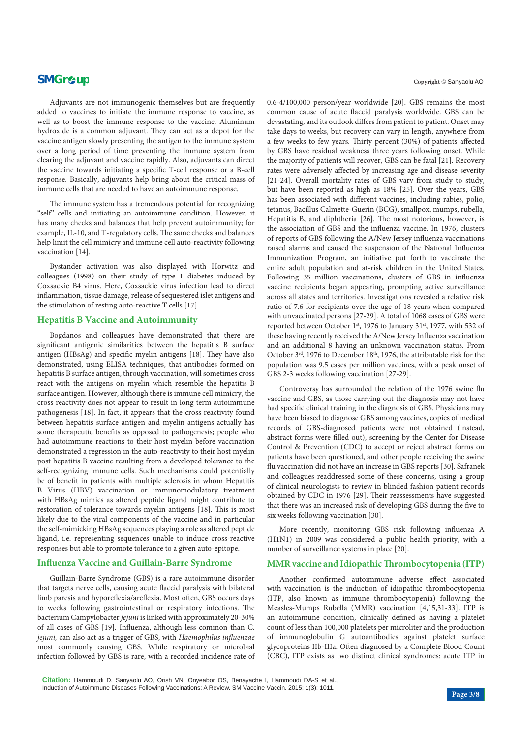Adjuvants are not immunogenic themselves but are frequently added to vaccines to initiate the immune response to vaccine, as well as to boost the immune response to the vaccine. Aluminum hydroxide is a common adjuvant. They can act as a depot for the vaccine antigen slowly presenting the antigen to the immune system over a long period of time preventing the immune system from clearing the adjuvant and vaccine rapidly. Also, adjuvants can direct the vaccine towards initiating a specific T-cell response or a B-cell response. Basically, adjuvants help bring about the critical mass of immune cells that are needed to have an autoimmune response.

The immune system has a tremendous potential for recognizing "self" cells and initiating an autoimmune condition. However, it has many checks and balances that help prevent autoimmunity; for example, IL-10, and T-regulatory cells. The same checks and balances help limit the cell mimicry and immune cell auto-reactivity following vaccination [14].

Bystander activation was also displayed with Horwitz and colleagues (1998) on their study of type 1 diabetes induced by Coxsackie B4 virus. Here, Coxsackie virus infection lead to direct inflammation, tissue damage, release of sequestered islet antigens and the stimulation of resting auto-reactive T cells [17].

## Hepatitis B Vaccine and Autoimmunity

Bogdanos and colleagues have demonstrated that there are significant antigenic similarities between the hepatitis B surface antigen (HBsAg) and specific myelin antigens [18]. They have also demonstrated, using ELISA techniques, that antibodies formed on hepatitis B surface antigen, through vaccination, will sometimes cross react with the antigens on myelin which resemble the hepatitis B surface antigen. However, although there is immune cell mimicry, the cross reactivity does not appear to result in long term autoimmune pathogenesis [18]. In fact, it appears that the cross reactivity found between hepatitis surface antigen and myelin antigens actually has some therapeutic benefits as opposed to pathogenesis; people who had autoimmune reactions to their host myelin before vaccination demonstrated a regression in the auto-reactivity to their host myelin post hepatitis B vaccine resulting from a developed tolerance to the self-recognizing immune cells. Such mechanisms could potentially be of benefit in patients with multiple sclerosis in whom Hepatitis B Virus (HBV) vaccination or immunomodulatory treatment with HBsAg mimics as altered peptide ligand might contribute to restoration of tolerance towards myelin antigens [18]. This is most likely due to the viral components of the vaccine and in particular the self-mimicking HBsAg sequences playing a role as altered peptide ligand, i.e. representing sequences unable to induce cross-reactive responses but able to promote tolerance to a given auto-epitope.

## Influenza Vaccine and Guillain-Barre Syndrome

Guillain-Barre Syndrome (GBS) is a rare autoimmune disorder that targets nerve cells, causing acute flaccid paralysis with bilateral limb paresis and hyporeflexia/areflexia. Most often, GBS occurs days to weeks following gastrointestinal or respiratory infections. The bacterium Campylobacter *jejuni* is linked with approximately 20-30% of all cases of GBS [19]. Influenza, although less common than C. *jejuni,* can also act as a trigger of GBS, with *Haemophilus influenzae* most commonly causing GBS. While respiratory or microbial infection followed by GBS is rare, with a recorded incidence rate of 0.6-4/100,000 person/year worldwide [20]. GBS remains the most common cause of acute flaccid paralysis worldwide. GBS can be devastating, and its outlook differs from patient to patient. Onset may take days to weeks, but recovery can vary in length, anywhere from a few weeks to few years. Thirty percent (30%) of patients affected by GBS have residual weakness three years following onset. While the majority of patients will recover, GBS can be fatal [21]. Recovery rates were adversely affected by increasing age and disease severity [21-24]. Overall mortality rates of GBS vary from study to study, but have been reported as high as 18% [25]. Over the years, GBS has been associated with different vaccines, including rabies, polio, tetanus, Bacillus Calmette-Guerin (BCG), smallpox, mumps, rubella, Hepatitis B, and diphtheria [26]. The most notorious, however, is the association of GBS and the influenza vaccine. In 1976, clusters of reports of GBS following the A/New Jersey influenza vaccinations raised alarms and caused the suspension of the National Influenza Immunization Program, an initiative put forth to vaccinate the entire adult population and at-risk children in the United States. Following 35 million vaccinations, clusters of GBS in influenza vaccine recipients began appearing, prompting active surveillance across all states and territories. Investigations revealed a relative risk ratio of 7.6 for recipients over the age of 18 years when compared with unvaccinated persons [27-29]. A total of 1068 cases of GBS were reported between October 1st, 1976 to January 31st, 1977, with 532 of these having recently received the A/New Jersey Influenza vaccination and an additional 8 having an unknown vaccination status. From October 3rd, 1976 to December 18th, 1976, the attributable risk for the population was 9.5 cases per million vaccines, with a peak onset of GBS 2-3 weeks following vaccination [27-29].

Controversy has surrounded the relation of the 1976 swine flu vaccine and GBS, as those carrying out the diagnosis may not have had specific clinical training in the diagnosis of GBS. Physicians may have been biased to diagnose GBS among vaccines, copies of medical records of GBS-diagnosed patients were not obtained (instead, abstract forms were filled out), screening by the Center for Disease Control & Prevention (CDC) to accept or reject abstract forms on patients have been questioned, and other people receiving the swine flu vaccination did not have an increase in GBS reports [30]. Safranek and colleagues readdressed some of these concerns, using a group of clinical neurologists to review in blinded fashion patient records obtained by CDC in 1976 [29]. Their reassessments have suggested that there was an increased risk of developing GBS during the five to six weeks following vaccination [30].

More recently, monitoring GBS risk following influenza A (H1N1) in 2009 was considered a public health priority, with a number of surveillance systems in place [20].

## MMR vaccine and Idiopathic Thrombocytopenia (ITP)

Another confirmed autoimmune adverse effect associated with vaccination is the induction of idiopathic thrombocytopenia (ITP, also known as immune thrombocytopenia) following the Measles-Mumps Rubella (MMR) vaccination [4,15,31-33]. ITP is an autoimmune condition, clinically defined as having a platelet count of less than 100,000 platelets per microliter and the production of immunoglobulin G autoantibodies against platelet surface glycoproteins IIb-IIIa. Often diagnosed by a Complete Blood Count (CBC), ITP exists as two distinct clinical syndromes: acute ITP in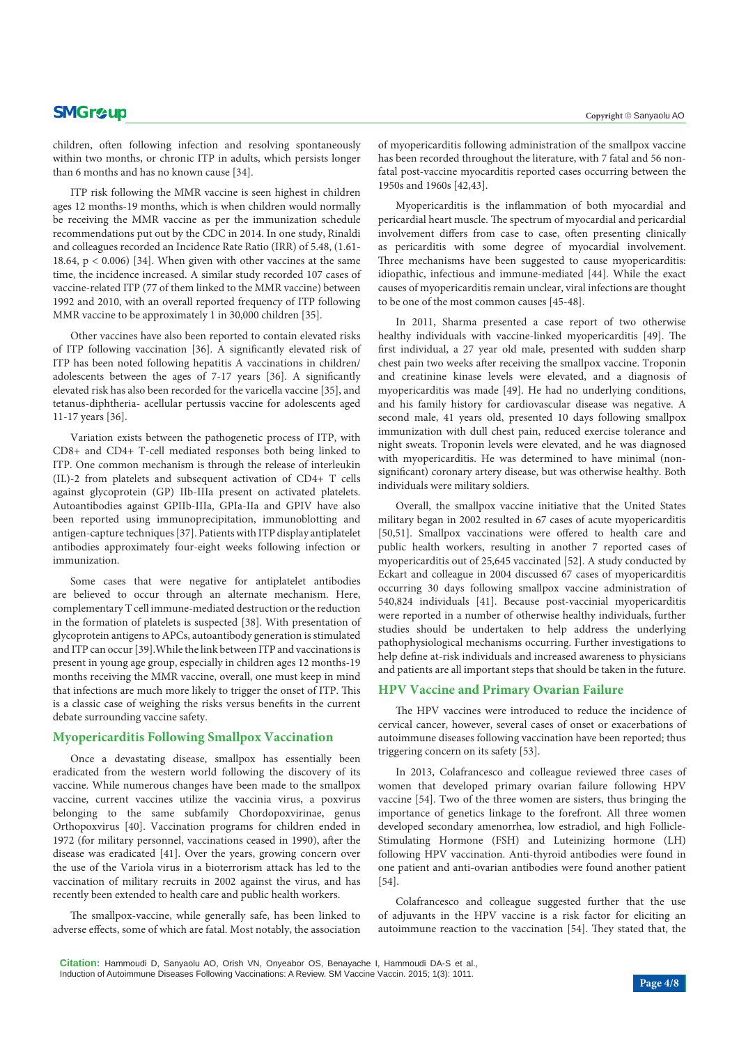children, often following infection and resolving spontaneously within two months, or chronic ITP in adults, which persists longer than 6 months and has no known cause [34].

ITP risk following the MMR vaccine is seen highest in children ages 12 months-19 months, which is when children would normally be receiving the MMR vaccine as per the immunization schedule recommendations put out by the CDC in 2014. In one study, Rinaldi and colleagues recorded an Incidence Rate Ratio (IRR) of 5.48, (1.61-18.64, $p < 0.006$) [34]. When given with other vaccines at the same time, the incidence increased. A similar study recorded 107 cases of vaccine-related ITP (77 of them linked to the MMR vaccine) between 1992 and 2010, with an overall reported frequency of ITP following MMR vaccine to be approximately 1 in 30,000 children [35].

Other vaccines have also been reported to contain elevated risks of ITP following vaccination [36]. A significantly elevated risk of ITP has been noted following hepatitis A vaccinations in children/adolescents between the ages of 7-17 years [36]. A significantly elevated risk has also been recorded for the varicella vaccine [35], and tetanus-diphtheria- acellular pertussis vaccine for adolescents aged 11-17 years [36].

Variation exists between the pathogenetic process of ITP, with CD8+ and CD4+ T-cell mediated responses both being linked to ITP. One common mechanism is through the release of interleukin (IL)-2 from platelets and subsequent activation of CD4+ T cells against glycoprotein (GP) IIb-IIIa present on activated platelets. Autoantibodies against GPIIb-IIIa, GPIa-IIa and GPIV have also been reported using immunoprecipitation, immunoblotting and antigen-capture techniques [37]. Patients with ITP display antiplatelet antibodies approximately four-eight weeks following infection or immunization.

Some cases that were negative for antiplatelet antibodies are believed to occur through an alternate mechanism. Here, complementary T cell immune-mediated destruction or the reduction in the formation of platelets is suspected [38]. With presentation of glycoprotein antigens to APCs, autoantibody generation is stimulated and ITP can occur [39]. While the link between ITP and vaccinations is present in young age group, especially in children ages 12 months-19 months receiving the MMR vaccine, overall, one must keep in mind that infections are much more likely to trigger the onset of ITP. This is a classic case of weighing the risks versus benefits in the current debate surrounding vaccine safety.

## Myopericarditis Following Smallpox Vaccination

Once a devastating disease, smallpox has essentially been eradicated from the western world following the discovery of its vaccine. While numerous changes have been made to the smallpox vaccine, current vaccines utilize the vaccinia virus, a poxvirus belonging to the same subfamily Chordopoxvirinae, genus Orthopoxvirus [40]. Vaccination programs for children ended in 1972 (for military personnel, vaccinations ceased in 1990), after the disease was eradicated [41]. Over the years, growing concern over the use of the Variola virus in a bioterrorism attack has led to the vaccination of military recruits in 2002 against the virus, and has recently been extended to health care and public health workers.

The smallpox-vaccine, while generally safe, has been linked to adverse effects, some of which are fatal. Most notably, the association of myopericarditis following administration of the smallpox vaccine has been recorded throughout the literature, with 7 fatal and 56 non-fatal post-vaccine myocarditis reported cases occurring between the 1950s and 1960s [42,43].

Myopericarditis is the inflammation of both myocardial and pericardial heart muscle. The spectrum of myocardial and pericardial involvement differs from case to case, often presenting clinically as pericarditis with some degree of myocardial involvement. Three mechanisms have been suggested to cause myopericarditis: idiopathic, infectious and immune-mediated [44]. While the exact causes of myopericarditis remain unclear, viral infections are thought to be one of the most common causes [45-48].

In 2011, Sharma presented a case report of two otherwise healthy individuals with vaccine-linked myopericarditis [49]. The first individual, a 27 year old male, presented with sudden sharp chest pain two weeks after receiving the smallpox vaccine. Troponin and creatinine kinase levels were elevated, and a diagnosis of myopericarditis was made [49]. He had no underlying conditions, and his family history for cardiovascular disease was negative. A second male, 41 years old, presented 10 days following smallpox immunization with dull chest pain, reduced exercise tolerance and night sweats. Troponin levels were elevated, and he was diagnosed with myopericarditis. He was determined to have minimal (non-significant) coronary artery disease, but was otherwise healthy. Both individuals were military soldiers.

Overall, the smallpox vaccine initiative that the United States military began in 2002 resulted in 67 cases of acute myopericarditis [50,51]. Smallpox vaccinations were offered to health care and public health workers, resulting in another 7 reported cases of myopericarditis out of 25,645 vaccinated [52]. A study conducted by Eckart and colleague in 2004 discussed 67 cases of myopericarditis occurring 30 days following smallpox vaccine administration of 540,824 individuals [41]. Because post-vaccinial myopericarditis were reported in a number of otherwise healthy individuals, further studies should be undertaken to help address the underlying pathophysiological mechanisms occurring. Further investigations to help define at-risk individuals and increased awareness to physicians and patients are all important steps that should be taken in the future.

## HPV Vaccine and Primary Ovarian Failure

The HPV vaccines were introduced to reduce the incidence of cervical cancer, however, several cases of onset or exacerbations of autoimmune diseases following vaccination have been reported; thus triggering concern on its safety [53].

In 2013, Colafrancesco and colleague reviewed three cases of women that developed primary ovarian failure following HPV vaccine [54]. Two of the three women are sisters, thus bringing the importance of genetics linkage to the forefront. All three women developed secondary amenorrhea, low estradiol, and high Follicle-Stimulating Hormone (FSH) and Luteinizing hormone (LH) following HPV vaccination. Anti-thyroid antibodies were found in one patient and anti-ovarian antibodies were found another patient [54].

Colafrancesco and colleague suggested further that the use of adjuvants in the HPV vaccine is a risk factor for eliciting an autoimmune reaction to the vaccination [54]. They stated that, the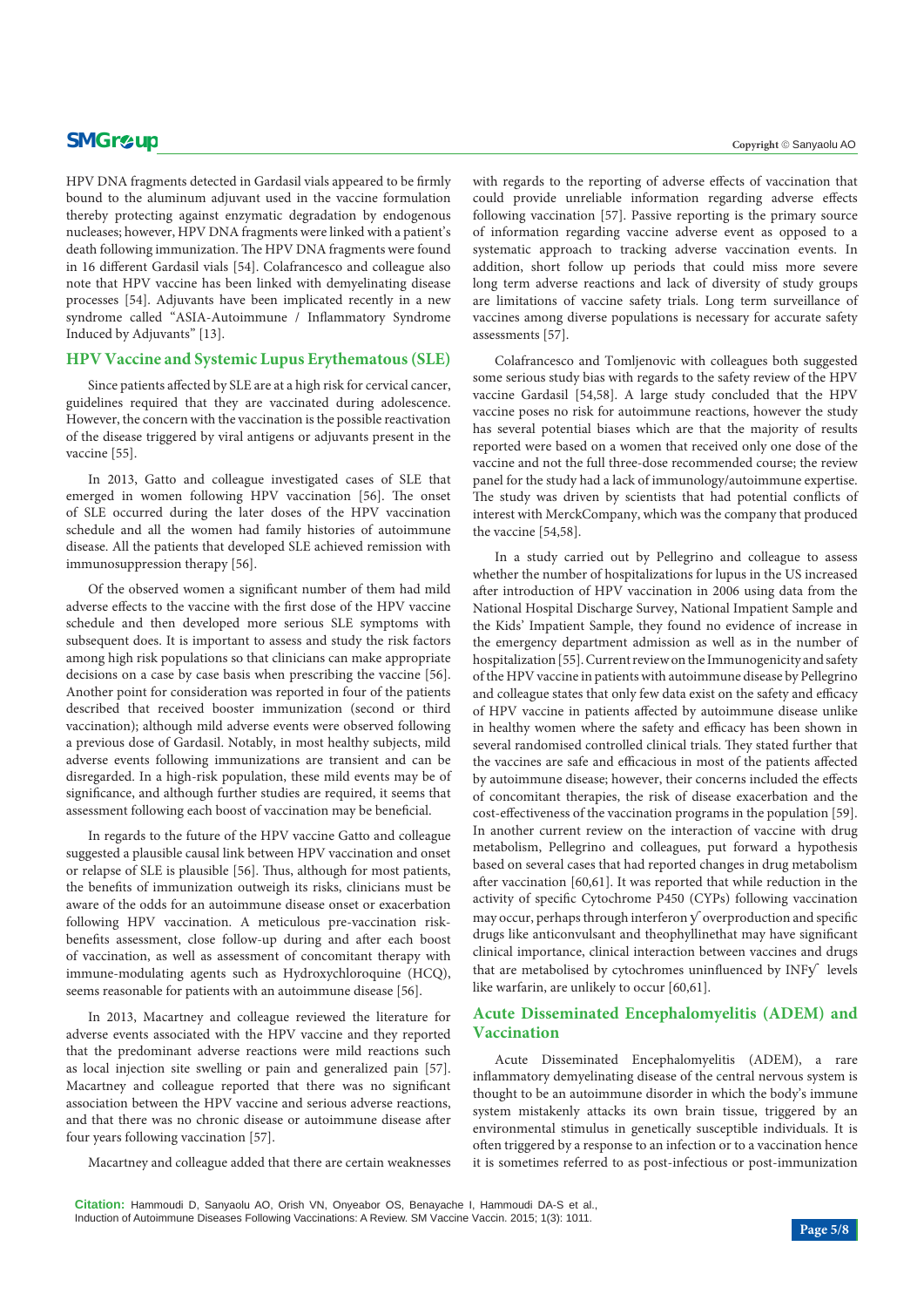HPV DNA fragments detected in Gardasil vials appeared to be firmly bound to the aluminum adjuvant used in the vaccine formulation thereby protecting against enzymatic degradation by endogenous nucleases; however, HPV DNA fragments were linked with a patient's death following immunization. The HPV DNA fragments were found in 16 different Gardasil vials [54]. Colafrancesco and colleague also note that HPV vaccine has been linked with demyelinating disease processes [54]. Adjuvants have been implicated recently in a new syndrome called "ASIA-Autoimmune / Inflammatory Syndrome Induced by Adjuvants" [13].

## HPV Vaccine and Systemic Lupus Erythematous (SLE)

Since patients affected by SLE are at a high risk for cervical cancer, guidelines required that they are vaccinated during adolescence. However, the concern with the vaccination is the possible reactivation of the disease triggered by viral antigens or adjuvants present in the vaccine [55].

In 2013, Gatto and colleague investigated cases of SLE that emerged in women following HPV vaccination [56]. The onset of SLE occurred during the later doses of the HPV vaccination schedule and all the women had family histories of autoimmune disease. All the patients that developed SLE achieved remission with immunosuppression therapy [56].

Of the observed women a significant number of them had mild adverse effects to the vaccine with the first dose of the HPV vaccine schedule and then developed more serious SLE symptoms with subsequent does. It is important to assess and study the risk factors among high risk populations so that clinicians can make appropriate decisions on a case by case basis when prescribing the vaccine [56]. Another point for consideration was reported in four of the patients described that received booster immunization (second or third vaccination); although mild adverse events were observed following a previous dose of Gardasil. Notably, in most healthy subjects, mild adverse events following immunizations are transient and can be disregarded. In a high-risk population, these mild events may be of significance, and although further studies are required, it seems that assessment following each boost of vaccination may be beneficial.

In regards to the future of the HPV vaccine Gatto and colleague suggested a plausible causal link between HPV vaccination and onset or relapse of SLE is plausible [56]. Thus, although for most patients, the benefits of immunization outweigh its risks, clinicians must be aware of the odds for an autoimmune disease onset or exacerbation following HPV vaccination. A meticulous pre-vaccination risk-benefits assessment, close follow-up during and after each boost of vaccination, as well as assessment of concomitant therapy with immune-modulating agents such as Hydroxychloroquine (HCQ), seems reasonable for patients with an autoimmune disease [56].

In 2013, Macartney and colleague reviewed the literature for adverse events associated with the HPV vaccine and they reported that the predominant adverse reactions were mild reactions such as local injection site swelling or pain and generalized pain [57]. Macartney and colleague reported that there was no significant association between the HPV vaccine and serious adverse reactions, and that there was no chronic disease or autoimmune disease after four years following vaccination [57].

Macartney and colleague added that there are certain weaknesses with regards to the reporting of adverse effects of vaccination that could provide unreliable information regarding adverse effects following vaccination [57]. Passive reporting is the primary source of information regarding vaccine adverse event as opposed to a systematic approach to tracking adverse vaccination events. In addition, short follow up periods that could miss more severe long term adverse reactions and lack of diversity of study groups are limitations of vaccine safety trials. Long term surveillance of vaccines among diverse populations is necessary for accurate safety assessments [57].

Colafrancesco and Tomljenovic with colleagues both suggested some serious study bias with regards to the safety review of the HPV vaccine Gardasil [54,58]. A large study concluded that the HPV vaccine poses no risk for autoimmune reactions, however the study has several potential biases which are that the majority of results reported were based on a women that received only one dose of the vaccine and not the full three-dose recommended course; the review panel for the study had a lack of immunology/autoimmune expertise. The study was driven by scientists that had potential conflicts of interest with MerckCompany, which was the company that produced the vaccine [54,58].

In a study carried out by Pellegrino and colleague to assess whether the number of hospitalizations for lupus in the US increased after introduction of HPV vaccination in 2006 using data from the National Hospital Discharge Survey, National Impatient Sample and the Kids' Impatient Sample, they found no evidence of increase in the emergency department admission as well as in the number of hospitalization [55]. Current review on the Immunogenicity and safety of the HPV vaccine in patients with autoimmune disease by Pellegrino and colleague states that only few data exist on the safety and efficacy of HPV vaccine in patients affected by autoimmune disease unlike in healthy women where the safety and efficacy has been shown in several randomised controlled clinical trials. They stated further that the vaccines are safe and efficacious in most of the patients affected by autoimmune disease; however, their concerns included the effects of concomitant therapies, the risk of disease exacerbation and the cost-effectiveness of the vaccination programs in the population [59]. In another current review on the interaction of vaccine with drug metabolism, Pellegrino and colleagues, put forward a hypothesis based on several cases that had reported changes in drug metabolism after vaccination [60,61]. It was reported that while reduction in the activity of specific Cytochrome P450 (CYPs) following vaccination may occur, perhaps through interferon ɣ overproduction and specific drugs like anticonvulsant and theophyllinethat may have significant clinical importance, clinical interaction between vaccines and drugs that are metabolised by cytochromes uninfluenced by INFɣ levels like warfarin, are unlikely to occur [60,61].

## Acute Disseminated Encephalomyelitis (ADEM) and Vaccination

Acute Disseminated Encephalomyelitis (ADEM), a rare inflammatory demyelinating disease of the central nervous system is thought to be an autoimmune disorder in which the body's immune system mistakenly attacks its own brain tissue, triggered by an environmental stimulus in genetically susceptible individuals. It is often triggered by a response to an infection or to a vaccination hence it is sometimes referred to as post-infectious or post-immunization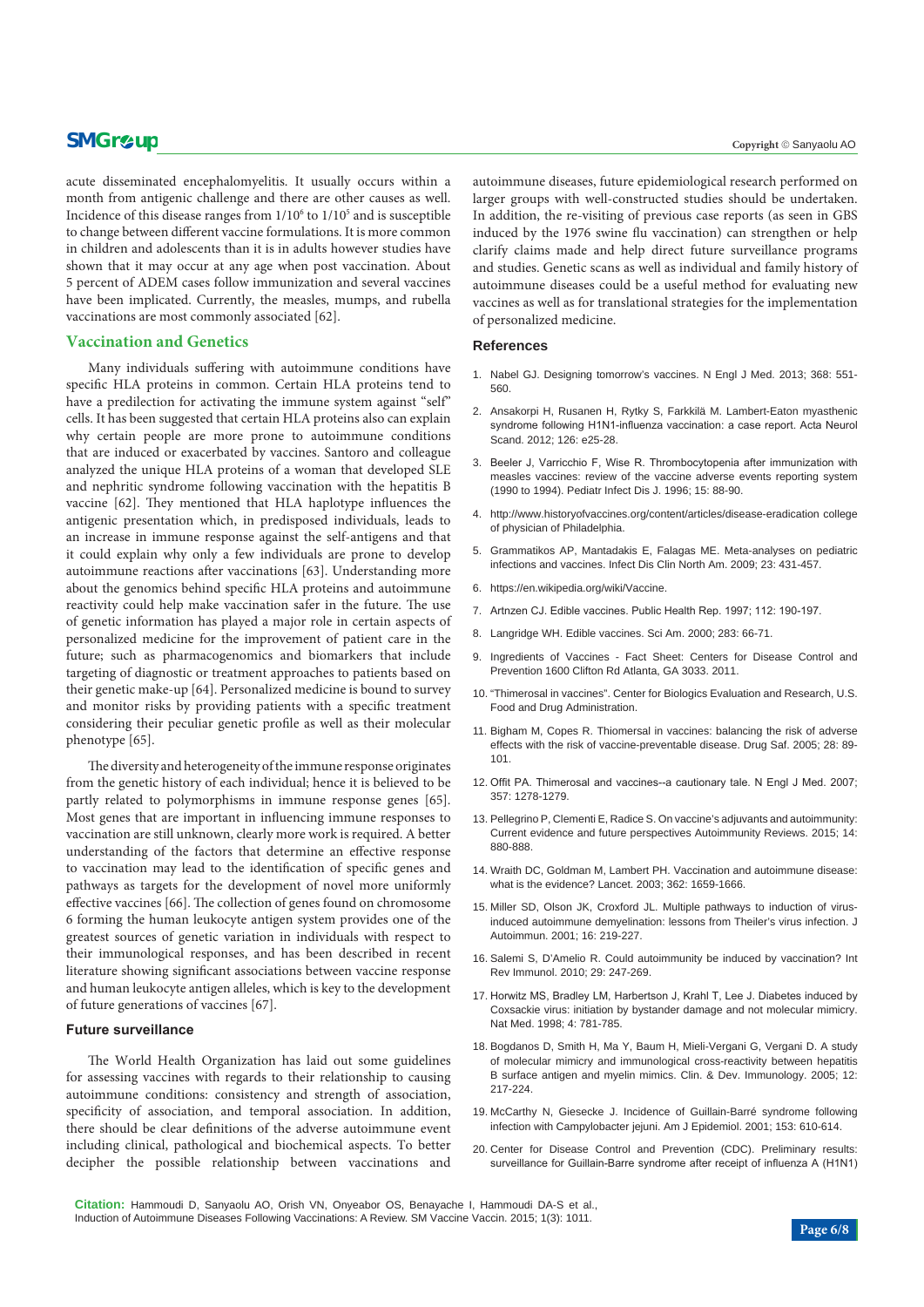acute disseminated encephalomyelitis. It usually occurs within a month from antigenic challenge and there are other causes as well. Incidence of this disease ranges from $1/10^6$ to $1/10^5$ and is susceptible to change between different vaccine formulations. It is more common in children and adolescents than it is in adults however studies have shown that it may occur at any age when post vaccination. About 5 percent of ADEM cases follow immunization and several vaccines have been implicated. Currently, the measles, mumps, and rubella vaccinations are most commonly associated [62].

## Vaccination and Genetics

Many individuals suffering with autoimmune conditions have specific HLA proteins in common. Certain HLA proteins tend to have a predilection for activating the immune system against "self" cells. It has been suggested that certain HLA proteins also can explain why certain people are more prone to autoimmune conditions that are induced or exacerbated by vaccines. Santoro and colleague analyzed the unique HLA proteins of a woman that developed SLE and nephritic syndrome following vaccination with the hepatitis B vaccine [62]. They mentioned that HLA haplotype influences the antigenic presentation which, in predisposed individuals, leads to an increase in immune response against the self-antigens and that it could explain why only a few individuals are prone to develop autoimmune reactions after vaccinations [63]. Understanding more about the genomics behind specific HLA proteins and autoimmune reactivity could help make vaccination safer in the future. The use of genetic information has played a major role in certain aspects of personalized medicine for the improvement of patient care in the future; such as pharmacogenomics and biomarkers that include targeting of diagnostic or treatment approaches to patients based on their genetic make-up [64]. Personalized medicine is bound to survey and monitor risks by providing patients with a specific treatment considering their peculiar genetic profile as well as their molecular phenotype [65].

The diversity and heterogeneity of the immune response originates from the genetic history of each individual; hence it is believed to be partly related to polymorphisms in immune response genes [65]. Most genes that are important in influencing immune responses to vaccination are still unknown, clearly more work is required. A better understanding of the factors that determine an effective response to vaccination may lead to the identification of specific genes and pathways as targets for the development of novel more uniformly effective vaccines [66]. The collection of genes found on chromosome 6 forming the human leukocyte antigen system provides one of the greatest sources of genetic variation in individuals with respect to their immunological responses, and has been described in recent literature showing significant associations between vaccine response and human leukocyte antigen alleles, which is key to the development of future generations of vaccines [67].

### Future surveillance

The World Health Organization has laid out some guidelines for assessing vaccines with regards to their relationship to causing autoimmune conditions: consistency and strength of association, specificity of association, and temporal association. In addition, there should be clear definitions of the adverse autoimmune event including clinical, pathological and biochemical aspects. To better decipher the possible relationship between vaccinations and autoimmune diseases, future epidemiological research performed on larger groups with well-constructed studies should be undertaken. In addition, the re-visiting of previous case reports (as seen in GBS induced by the 1976 swine flu vaccination) can strengthen or help clarify claims made and help direct future surveillance programs and studies. Genetic scans as well as individual and family history of autoimmune diseases could be a useful method for evaluating new vaccines as well as for translational strategies for the implementation of personalized medicine.

### References

1. Nabel GJ. Designing tomorrow's vaccines. N Engl J Med. 2013; 368: 551-560.
2. Ansakorpi H, Rusanen H, Rytky S, Farkkilä M. Lambert-Eaton myasthenic syndrome following H1N1-influenza vaccination: a case report. Acta Neurol Scand. 2012; 126: e25-28.
3. Beeler J, Varricchio F, Wise R. Thrombocytopenia after immunization with measles vaccines: review of the vaccine adverse events reporting system (1990 to 1994). Pediatr Infect Dis J. 1996; 15: 88-90.
4. http://www.historyofvaccines.org/content/articles/disease-eradication college of physician of Philadelphia.
5. Grammatikos AP, Mantadakis E, Falagas ME. Meta-analyses on pediatric infections and vaccines. Infect Dis Clin North Am. 2009; 23: 431-457.
6. https://en.wikipedia.org/wiki/Vaccine.
7. Artnzen CJ. Edible vaccines. Public Health Rep. 1997; 112: 190-197.
8. Langridge WH. Edible vaccines. Sci Am. 2000; 283: 66-71.
9. Ingredients of Vaccines - Fact Sheet: Centers for Disease Control and Prevention 1600 Clifton Rd Atlanta, GA 3033. 2011.
10. "Thimerosal in vaccines". Center for Biologics Evaluation and Research, U.S. Food and Drug Administration.
11. Bigham M, Copes R. Thiomersal in vaccines: balancing the risk of adverse effects with the risk of vaccine-preventable disease. Drug Saf. 2005; 28: 89-101.
12. Offit PA. Thimerosal and vaccines--a cautionary tale. N Engl J Med. 2007; 357: 1278-1279.
13. Pellegrino P, Clementi E, Radice S. On vaccine's adjuvants and autoimmunity: Current evidence and future perspectives Autoimmunity Reviews. 2015; 14: 880-888.
14. Wraith DC, Goldman M, Lambert PH. Vaccination and autoimmune disease: what is the evidence? Lancet. 2003; 362: 1659-1666.
15. Miller SD, Olson JK, Croxford JL. Multiple pathways to induction of virus-induced autoimmune demyelination: lessons from Theiler's virus infection. J Autoimmun. 2001; 16: 219-227.
16. Salemi S, D'Amelio R. Could autoimmunity be induced by vaccination? Int Rev Immunol. 2010; 29: 247-269.
17. Horwitz MS, Bradley LM, Harbertson J, Krahl T, Lee J. Diabetes induced by Coxsackie virus: initiation by bystander damage and not molecular mimicry. Nat Med. 1998; 4: 781-785.
18. Bogdanos D, Smith H, Ma Y, Baum H, Mieli-Vergani G, Vergani D. A study of molecular mimicry and immunological cross-reactivity between hepatitis B surface antigen and myelin mimics. Clin. & Dev. Immunology. 2005; 12: 217-224.
19. McCarthy N, Giesecke J. Incidence of Guillain-Barré syndrome following infection with Campylobacter jejuni. Am J Epidemiol. 2001; 153: 610-614.
20. Center for Disease Control and Prevention (CDC). Preliminary results: surveillance for Guillain-Barre syndrome after receipt of influenza A (H1N1)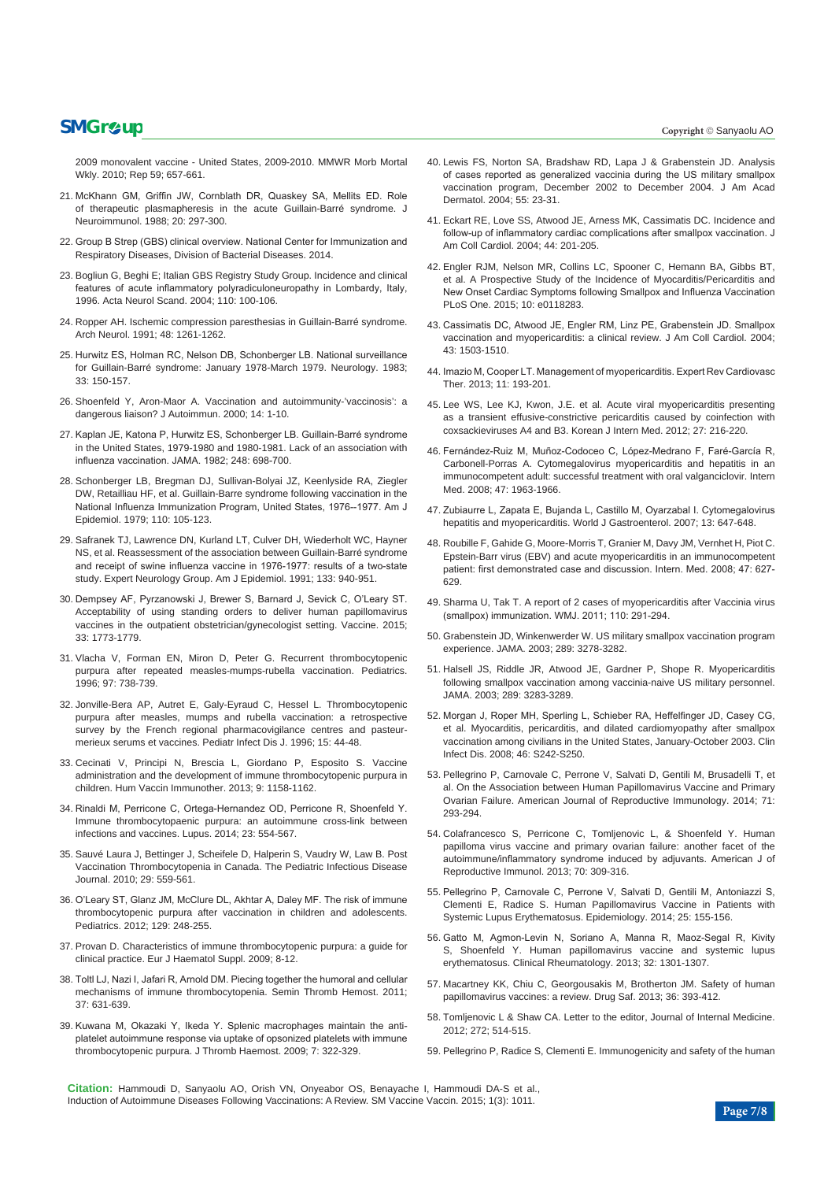2009 monovalent vaccine - United States, 2009-2010. MMWR Morb Mortal Wkly. 2010; Rep 59; 657-661.

21. McKhann GM, Griffin JW, Cornblath DR, Quaskey SA, Mellits ED. Role of therapeutic plasmapheresis in the acute Guillain-Barré syndrome. J Neuroimmunol. 1988; 20: 297-300.

22. Group B Strep (GBS) clinical overview. National Center for Immunization and Respiratory Diseases, Division of Bacterial Diseases. 2014.

23. Bogliun G, Beghi E; Italian GBS Registry Study Group. Incidence and clinical features of acute inflammatory polyradiculoneuropathy in Lombardy, Italy, 1996. Acta Neurol Scand. 2004; 110: 100-106.

24. Ropper AH. Ischemic compression paresthesias in Guillain-Barré syndrome. Arch Neurol. 1991; 48: 1261-1262.

25. Hurwitz ES, Holman RC, Nelson DB, Schonberger LB. National surveillance for Guillain-Barré syndrome: January 1978-March 1979. Neurology. 1983; 33: 150-157.

26. Shoenfeld Y, Aron-Maor A. Vaccination and autoimmunity-'vaccinosis': a dangerous liaison? J Autoimmun. 2000; 14: 1-10.

27. Kaplan JE, Katona P, Hurwitz ES, Schonberger LB. Guillain-Barré syndrome in the United States, 1979-1980 and 1980-1981. Lack of an association with influenza vaccination. JAMA. 1982; 248: 698-700.

28. Schonberger LB, Bregman DJ, Sullivan-Bolyai JZ, Keenlyside RA, Ziegler DW, Retailliau HF, et al. Guillain-Barre syndrome following vaccination in the National Influenza Immunization Program, United States, 1976--1977. Am J Epidemiol. 1979; 110: 105-123.

29. Safranek TJ, Lawrence DN, Kurland LT, Culver DH, Wiederholt WC, Hayner NS, et al. Reassessment of the association between Guillain-Barré syndrome and receipt of swine influenza vaccine in 1976-1977: results of a two-state study. Expert Neurology Group. Am J Epidemiol. 1991; 133: 940-951.

30. Dempsey AF, Pyrzanowski J, Brewer S, Barnard J, Sevick C, O'Leary ST. Acceptability of using standing orders to deliver human papillomavirus vaccines in the outpatient obstetrician/gynecologist setting. Vaccine. 2015; 33: 1773-1779.

31. Vlacha V, Forman EN, Miron D, Peter G. Recurrent thrombocytopenic purpura after repeated measles-mumps-rubella vaccination. Pediatrics. 1996; 97: 738-739.

32. Jonville-Bera AP, Autret E, Galy-Eyraud C, Hessel L. Thrombocytopenic purpura after measles, mumps and rubella vaccination: a retrospective survey by the French regional pharmacovigilance centres and pasteur-merieux serums et vaccines. Pediatr Infect Dis J. 1996; 15: 44-48.

33. Cecinati V, Principi N, Brescia L, Giordano P, Esposito S. Vaccine administration and the development of immune thrombocytopenic purpura in children. Hum Vaccin Immunother. 2013; 9: 1158-1162.

34. Rinaldi M, Perricone C, Ortega-Hernandez OD, Perricone R, Shoenfeld Y. Immune thrombocytopaenic purpura: an autoimmune cross-link between infections and vaccines. Lupus. 2014; 23: 554-567.

35. Sauvé Laura J, Bettinger J, Scheifele D, Halperin S, Vaudry W, Law B. Post Vaccination Thrombocytopenia in Canada. The Pediatric Infectious Disease Journal. 2010; 29: 559-561.

36. O'Leary ST, Glanz JM, McClure DL, Akhtar A, Daley MF. The risk of immune thrombocytopenic purpura after vaccination in children and adolescents. Pediatrics. 2012; 129: 248-255.

37. Provan D. Characteristics of immune thrombocytopenic purpura: a guide for clinical practice. Eur J Haematol Suppl. 2009; 8-12.

38. Toltl LJ, Nazi I, Jafari R, Arnold DM. Piecing together the humoral and cellular mechanisms of immune thrombocytopenia. Semin Thromb Hemost. 2011; 37: 631-639.

39. Kuwana M, Okazaki Y, Ikeda Y. Splenic macrophages maintain the anti-platelet autoimmune response via uptake of opsonized platelets with immune thrombocytopenic purpura. J Thromb Haemost. 2009; 7: 322-329.

40. Lewis FS, Norton SA, Bradshaw RD, Lapa J & Grabenstein JD. Analysis of cases reported as generalized vaccinia during the US military smallpox vaccination program, December 2002 to December 2004. J Am Acad Dermatol. 2004; 55: 23-31.

41. Eckart RE, Love SS, Atwood JE, Arness MK, Cassimatis DC. Incidence and follow-up of inflammatory cardiac complications after smallpox vaccination. J Am Coll Cardiol. 2004; 44: 201-205.

42. Engler RJM, Nelson MR, Collins LC, Spooner C, Hemann BA, Gibbs BT, et al. A Prospective Study of the Incidence of Myocarditis/Pericarditis and New Onset Cardiac Symptoms following Smallpox and Influenza Vaccination PLoS One. 2015; 10: e0118283.

43. Cassimatis DC, Atwood JE, Engler RM, Linz PE, Grabenstein JD. Smallpox vaccination and myopericarditis: a clinical review. J Am Coll Cardiol. 2004; 43: 1503-1510.

44. Imazio M, Cooper LT. Management of myopericarditis. Expert Rev Cardiovasc Ther. 2013; 11: 193-201.

45. Lee WS, Lee KJ, Kwon, J.E. et al. Acute viral myopericarditis presenting as a transient effusive-constrictive pericarditis caused by coinfection with coxsackieviruses A4 and B3. Korean J Intern Med. 2012; 27: 216-220.

46. Fernández-Ruiz M, Muñoz-Codoceo C, López-Medrano F, Faré-García R, Carbonell-Porras A. Cytomegalovirus myopericarditis and hepatitis in an immunocompetent adult: successful treatment with oral valganciclovir. Intern Med. 2008; 47: 1963-1966.

47. Zubiaurre L, Zapata E, Bujanda L, Castillo M, Oyarzabal I. Cytomegalovirus hepatitis and myopericarditis. World J Gastroenterol. 2007; 13: 647-648.

48. Roubille F, Gahide G, Moore-Morris T, Granier M, Davy JM, Vernhet H, Piot C. Epstein-Barr virus (EBV) and acute myopericarditis in an immunocompetent patient: first demonstrated case and discussion. Intern. Med. 2008; 47: 627-629.

49. Sharma U, Tak T. A report of 2 cases of myopericarditis after Vaccinia virus (smallpox) immunization. WMJ. 2011; 110: 291-294.

50. Grabenstein JD, Winkenwerder W. US military smallpox vaccination program experience. JAMA. 2003; 289: 3278-3282.

51. Halsell JS, Riddle JR, Atwood JE, Gardner P, Shope R. Myopericarditis following smallpox vaccination among vaccinia-naive US military personnel. JAMA. 2003; 289: 3283-3289.

52. Morgan J, Roper MH, Sperling L, Schieber RA, Heffelfinger JD, Casey CG, et al. Myocarditis, pericarditis, and dilated cardiomyopathy after smallpox vaccination among civilians in the United States, January-October 2003. Clin Infect Dis. 2008; 46: S242-S250.

53. Pellegrino P, Carnovale C, Perrone V, Salvati D, Gentili M, Brusadelli T, et al. On the Association between Human Papillomavirus Vaccine and Primary Ovarian Failure. American Journal of Reproductive Immunology. 2014; 71: 293-294.

54. Colafrancesco S, Perricone C, Tomljenovic L, & Shoenfeld Y. Human papilloma virus vaccine and primary ovarian failure: another facet of the autoimmune/inflammatory syndrome induced by adjuvants. American J of Reproductive Immunol. 2013; 70: 309-316.

55. Pellegrino P, Carnovale C, Perrone V, Salvati D, Gentili M, Antoniazzi S, Clementi E, Radice S. Human Papillomavirus Vaccine in Patients with Systemic Lupus Erythematosus. Epidemiology. 2014; 25: 155-156.

56. Gatto M, Agmon-Levin N, Soriano A, Manna R, Maoz-Segal R, Kivity S, Shoenfeld Y. Human papillomavirus vaccine and systemic lupus erythematosus. Clinical Rheumatology. 2013; 32: 1301-1307.

57. Macartney KK, Chiu C, Georgousakis M, Brotherton JM. Safety of human papillomavirus vaccines: a review. Drug Saf. 2013; 36: 393-412.

58. Tomljenovic L & Shaw CA. Letter to the editor, Journal of Internal Medicine. 2012; 272; 514-515.

59. Pellegrino P, Radice S, Clementi E. Immunogenicity and safety of the human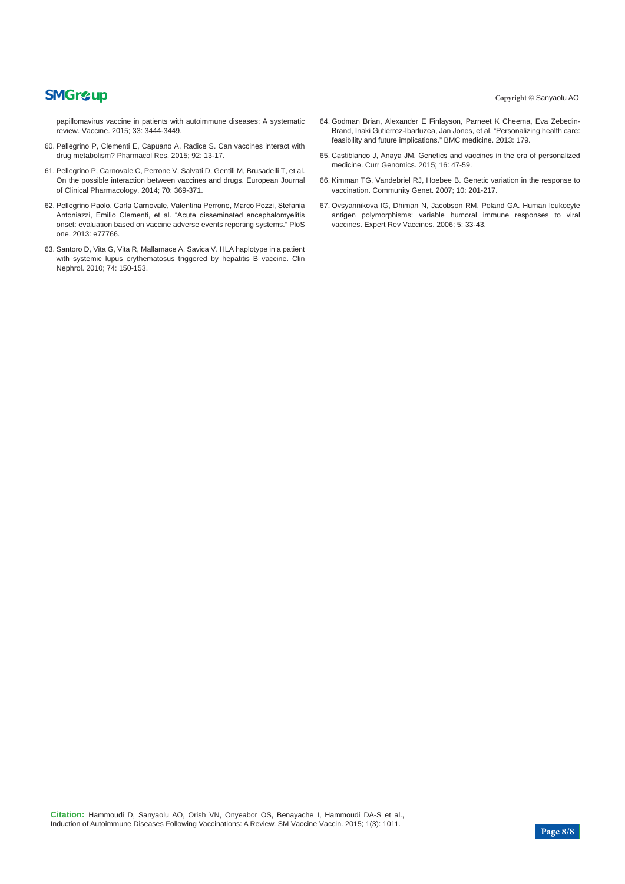papillomavirus vaccine in patients with autoimmune diseases: A systematic review. Vaccine. 2015; 33: 3444-3449.

60. Pellegrino P, Clementi E, Capuano A, Radice S. Can vaccines interact with drug metabolism? Pharmacol Res. 2015; 92: 13-17.

61. Pellegrino P, Carnovale C, Perrone V, Salvati D, Gentili M, Brusadelli T, et al. On the possible interaction between vaccines and drugs. European Journal of Clinical Pharmacology. 2014; 70: 369-371.

62. Pellegrino Paolo, Carla Carnovale, Valentina Perrone, Marco Pozzi, Stefania Antoniazzi, Emilio Clementi, et al. "Acute disseminated encephalomyelitis onset: evaluation based on vaccine adverse events reporting systems." PloS one. 2013: e77766.

63. Santoro D, Vita G, Vita R, Mallamace A, Savica V. HLA haplotype in a patient with systemic lupus erythematosus triggered by hepatitis B vaccine. Clin Nephrol. 2010; 74: 150-153.

64. Godman Brian, Alexander E Finlayson, Parneet K Cheema, Eva Zebedin-Brand, Inaki Gutiérrez-Ibarluzea, Jan Jones, et al. "Personalizing health care: feasibility and future implications." BMC medicine. 2013: 179.

65. Castiblanco J, Anaya JM. Genetics and vaccines in the era of personalized medicine. Curr Genomics. 2015; 16: 47-59.

66. Kimman TG, Vandebriel RJ, Hoebee B. Genetic variation in the response to vaccination. Community Genet. 2007; 10: 201-217.

67. Ovsyannikova IG, Dhiman N, Jacobson RM, Poland GA. Human leukocyte antigen polymorphisms: variable humoral immune responses to viral vaccines. Expert Rev Vaccines. 2006; 5: 33-43.